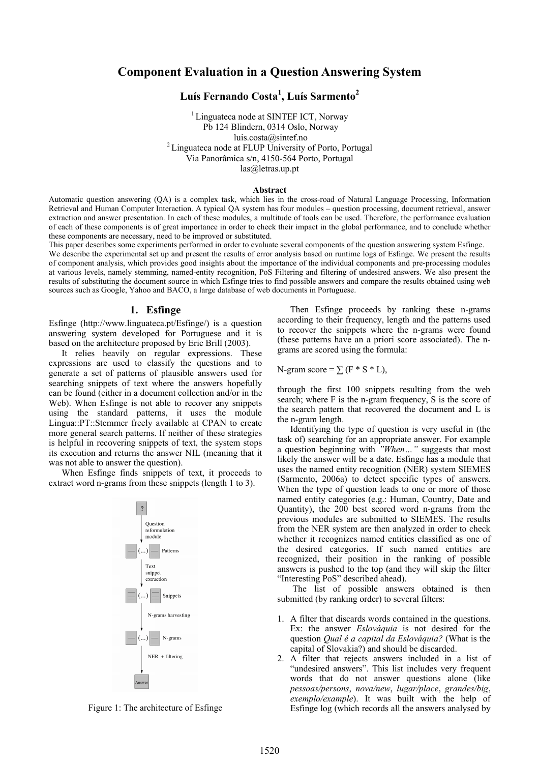# Component Evaluation in a Question Answering System

**Luís Fernando Costa[1], Luís Sarmento[2]**

[1] Linguateca node at SINTEF ICT, Norway
Pb 124 Blindern, 0314 Oslo, Norway
luis.costa@sintef.no
[2] Linguateca node at FLUP University of Porto, Portugal
Via Panorâmica s/n, 4150-564 Porto, Portugal
las@letras.up.pt

### Abstract

Automatic question answering (QA) is a complex task, which lies in the cross-road of Natural Language Processing, Information Retrieval and Human Computer Interaction. A typical QA system has four modules – question processing, document retrieval, answer extraction and answer presentation. In each of these modules, a multitude of tools can be used. Therefore, the performance evaluation of each of these components is of great importance in order to check their impact in the global performance, and to conclude whether these components are necessary, need to be improved or substituted.

This paper describes some experiments performed in order to evaluate several components of the question answering system Esfinge.

We describe the experimental set up and present the results of error analysis based on runtime logs of Esfinge. We present the results of component analysis, which provides good insights about the importance of the individual components and pre-processing modules at various levels, namely stemming, named-entity recognition, PoS Filtering and filtering of undesired answers. We also present the results of substituting the document source in which Esfinge tries to find possible answers and compare the results obtained using web sources such as Google, Yahoo and BACO, a large database of web documents in Portuguese.

## 1. Esfinge

Esfinge (http://www.linguateca.pt/Esfinge/) is a question answering system developed for Portuguese and it is based on the architecture proposed by Eric Brill (2003).

It relies heavily on regular expressions. These expressions are used to classify the questions and to generate a set of patterns of plausible answers used for searching snippets of text where the answers hopefully can be found (either in a document collection and/or in the Web). When Esfinge is not able to recover any snippets using the standard patterns, it uses the module Lingua::PT::Stemmer freely available at CPAN to create more general search patterns. If neither of these strategies is helpful in recovering snippets of text, the system stops its execution and returns the answer NIL (meaning that it was not able to answer the question).

When Esfinge finds snippets of text, it proceeds to extract word n-grams from these snippets (length 1 to 3).

Figure 1: The architecture of Esfinge

Then Esfinge proceeds by ranking these n-grams according to their frequency, length and the patterns used to recover the snippets where the n-grams were found (these patterns have an a priori score associated). The n-grams are scored using the formula:

$$\text{N-gram score} = \sum (F * S * L),$$

through the first 100 snippets resulting from the web search; where F is the n-gram frequency, S is the score of the search pattern that recovered the document and L is the n-gram length.

Identifying the type of question is very useful in (the task of) searching for an appropriate answer. For example a question beginning with *"When…"* suggests that most likely the answer will be a date. Esfinge has a module that uses the named entity recognition (NER) system SIEMES (Sarmento, 2006a) to detect specific types of answers. When the type of question leads to one or more of those named entity categories (e.g.: Human, Country, Date and Quantity), the 200 best scored word n-grams from the previous modules are submitted to SIEMES. The results from the NER system are then analyzed in order to check whether it recognizes named entities classified as one of the desired categories. If such named entities are recognized, their position in the ranking of possible answers is pushed to the top (and they will skip the filter "Interesting PoS" described ahead).

The list of possible answers obtained is then submitted (by ranking order) to several filters:

1. A filter that discards words contained in the questions. Ex: the answer *Eslováquia* is not desired for the question *Qual é a capital da Eslováquia?* (What is the capital of Slovakia?) and should be discarded.
2. A filter that rejects answers included in a list of "undesired answers". This list includes very frequent words that do not answer questions alone (like *pessoas/persons*, *nova/new*, *lugar/place*, *grandes/big*, *exemplo/example*). It was built with the help of Esfinge log (which records all the answers analysed by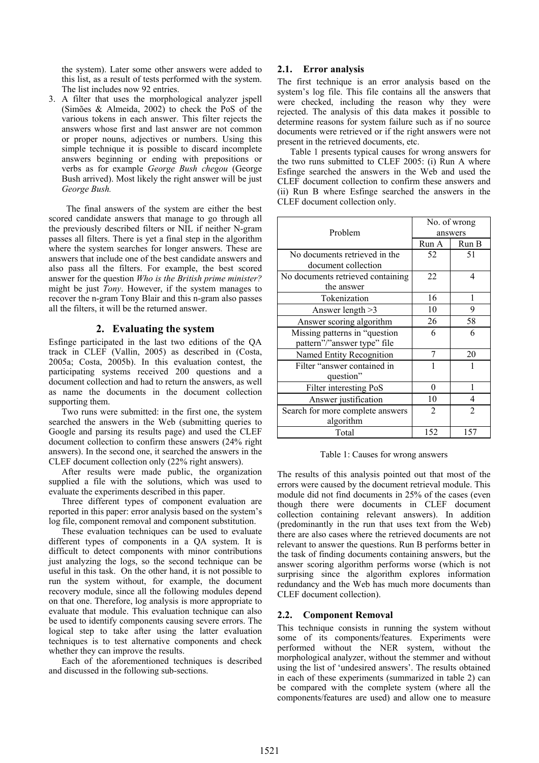the system). Later some other answers were added to this list, as a result of tests performed with the system. The list includes now 92 entries.

3. A filter that uses the morphological analyzer jspell (Simões & Almeida, 2002) to check the PoS of the various tokens in each answer. This filter rejects the answers whose first and last answer are not common or proper nouns, adjectives or numbers. Using this simple technique it is possible to discard incomplete answers beginning or ending with prepositions or verbs as for example *George Bush chegou* (George Bush arrived). Most likely the right answer will be just *George Bush*.

The final answers of the system are either the best scored candidate answers that manage to go through all the previously described filters or NIL if neither N-gram passes all filters. There is yet a final step in the algorithm where the system searches for longer answers. These are answers that include one of the best candidate answers and also pass all the filters. For example, the best scored answer for the question *Who is the British prime minister?* might be just *Tony*. However, if the system manages to recover the n-gram Tony Blair and this n-gram also passes all the filters, it will be the returned answer.

## 2. Evaluating the system

Esfinge participated in the last two editions of the QA track in CLEF (Vallin, 2005) as described in (Costa, 2005a; Costa, 2005b). In this evaluation contest, the participating systems received 200 questions and a document collection and had to return the answers, as well as name the documents in the document collection supporting them.

Two runs were submitted: in the first one, the system searched the answers in the Web (submitting queries to Google and parsing its results page) and used the CLEF document collection to confirm these answers (24% right answers). In the second one, it searched the answers in the CLEF document collection only (22% right answers).

After results were made public, the organization supplied a file with the solutions, which was used to evaluate the experiments described in this paper.

Three different types of component evaluation are reported in this paper: error analysis based on the system's log file, component removal and component substitution.

These evaluation techniques can be used to evaluate different types of components in a QA system. It is difficult to detect components with minor contributions just analyzing the logs, so the second technique can be useful in this task. On the other hand, it is not possible to run the system without, for example, the document recovery module, since all the following modules depend on that one. Therefore, log analysis is more appropriate to evaluate that module. This evaluation technique can also be used to identify components causing severe errors. The logical step to take after using the latter evaluation techniques is to test alternative components and check whether they can improve the results.

Each of the aforementioned techniques is described and discussed in the following sub-sections.

### 2.1. Error analysis

The first technique is an error analysis based on the system's log file. This file contains all the answers that were checked, including the reason why they were rejected. The analysis of this data makes it possible to determine reasons for system failure such as if no source documents were retrieved or if the right answers were not present in the retrieved documents, etc.

Table 1 presents typical causes for wrong answers for the two runs submitted to CLEF 2005: (i) Run A where Esfinge searched the answers in the Web and used the CLEF document collection to confirm these answers and (ii) Run B where Esfinge searched the answers in the CLEF document collection only.

| Problem | No. of wrong answers | |
|---|---|---|
| | Run A | Run B |
| No documents retrieved in the document collection | 52 | 51 |
| No documents retrieved containing the answer | 22 | 4 |
| Tokenization | 16 | 1 |
| Answer length >3 | 10 | 9 |
| Answer scoring algorithm | 26 | 58 |
| Missing patterns in "question pattern"/"answer type" file | 6 | 6 |
| Named Entity Recognition | 7 | 20 |
| Filter "answer contained in question" | 1 | 1 |
| Filter interesting PoS | 0 | 1 |
| Answer justification | 10 | 4 |
| Search for more complete answers algorithm | 2 | 2 |
| Total | 152 | 157 |

Table 1: Causes for wrong answers

The results of this analysis pointed out that most of the errors were caused by the document retrieval module. This module did not find documents in 25% of the cases (even though there were documents in CLEF document collection containing relevant answers). In addition (predominantly in the run that uses text from the Web) there are also cases where the retrieved documents are not relevant to answer the questions. Run B performs better in the task of finding documents containing answers, but the answer scoring algorithm performs worse (which is not surprising since the algorithm explores information redundancy and the Web has much more documents than CLEF document collection).

### 2.2. Component Removal

This technique consists in running the system without some of its components/features. Experiments were performed without the NER system, without the morphological analyzer, without the stemmer and without using the list of 'undesired answers'. The results obtained in each of these experiments (summarized in table 2) can be compared with the complete system (where all the components/features are used) and allow one to measure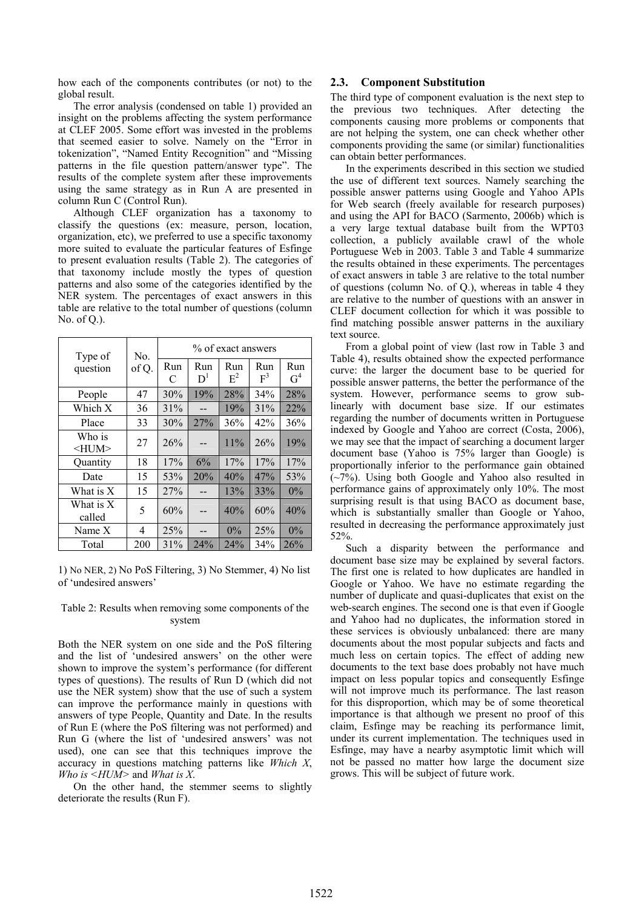how each of the components contributes (or not) to the global result.

The error analysis (condensed on table 1) provided an insight on the problems affecting the system performance at CLEF 2005. Some effort was invested in the problems that seemed easier to solve. Namely on the "Error in tokenization", "Named Entity Recognition" and "Missing patterns in the file question pattern/answer type". The results of the complete system after these improvements using the same strategy as in Run A are presented in column Run C (Control Run).

Although CLEF organization has a taxonomy to classify the questions (ex: measure, person, location, organization, etc), we preferred to use a specific taxonomy more suited to evaluate the particular features of Esfinge to present evaluation results (Table 2). The categories of that taxonomy include mostly the types of question patterns and also some of the categories identified by the NER system. The percentages of exact answers in this table are relative to the total number of questions (column No. of Q.).

| Type of question | No. of Q. | % of exact answers | | | | |
|---|---|---|---|---|---|---|
| | | Run C | Run D[1] | Run E[2] | Run F[3] | Run G[4] |
| People | 47 | 30% | 19% | 28% | 34% | 28% |
| Which X | 36 | 31% | -- | 19% | 31% | 22% |
| Place | 33 | 30% | 27% | 36% | 42% | 36% |
| Who is <HUM> | 27 | 26% | -- | 11% | 26% | 19% |
| Quantity | 18 | 17% | 6% | 17% | 17% | 17% |
| Date | 15 | 53% | 20% | 40% | 47% | 53% |
| What is X | 15 | 27% | -- | 13% | 33% | 0% |
| What is X called | 5 | 60% | -- | 40% | 60% | 40% |
| Name X | 4 | 25% | -- | 0% | 25% | 0% |
| Total | 200 | 31% | 24% | 24% | 34% | 26% |

1) No NER, 2) No PoS Filtering, 3) No Stemmer, 4) No list of 'undesired answers'

Table 2: Results when removing some components of the system

Both the NER system on one side and the PoS filtering and the list of 'undesired answers' on the other were shown to improve the system's performance (for different types of questions). The results of Run D (which did not use the NER system) show that the use of such a system can improve the performance mainly in questions with answers of type People, Quantity and Date. In the results of Run E (where the PoS filtering was not performed) and Run G (where the list of 'undesired answers' was not used), one can see that this techniques improve the accuracy in questions matching patterns like *Which X*, *Who is <HUM>* and *What is X*.

On the other hand, the stemmer seems to slightly deteriorate the results (Run F).

## 2.3. Component Substitution

The third type of component evaluation is the next step to the previous two techniques. After detecting the components causing more problems or components that are not helping the system, one can check whether other components providing the same (or similar) functionalities can obtain better performances.

In the experiments described in this section we studied the use of different text sources. Namely searching the possible answer patterns using Google and Yahoo APIs for Web search (freely available for research purposes) and using the API for BACO (Sarmento, 2006b) which is a very large textual database built from the WPT03 collection, a publicly available crawl of the whole Portuguese Web in 2003. Table 3 and Table 4 summarize the results obtained in these experiments. The percentages of exact answers in table 3 are relative to the total number of questions (column No. of Q.), whereas in table 4 they are relative to the number of questions with an answer in CLEF document collection for which it was possible to find matching possible answer patterns in the auxiliary text source.

From a global point of view (last row in Table 3 and Table 4), results obtained show the expected performance curve: the larger the document base to be queried for possible answer patterns, the better the performance of the system. However, performance seems to grow sub-linearly with document base size. If our estimates regarding the number of documents written in Portuguese indexed by Google and Yahoo are correct (Costa, 2006), we may see that the impact of searching a document larger document base (Yahoo is 75% larger than Google) is proportionally inferior to the performance gain obtained (~7%). Using both Google and Yahoo also resulted in performance gains of approximately only 10%. The most surprising result is that using BACO as document base, which is substantially smaller than Google or Yahoo, resulted in decreasing the performance approximately just 52%.

Such a disparity between the performance and document base size may be explained by several factors. The first one is related to how duplicates are handled in Google or Yahoo. We have no estimate regarding the number of duplicate and quasi-duplicates that exist on the web-search engines. The second one is that even if Google and Yahoo had no duplicates, the information stored in these services is obviously unbalanced: there are many documents about the most popular subjects and facts and much less on certain topics. The effect of adding new documents to the text base does probably not have much impact on less popular topics and consequently Esfinge will not improve much its performance. The last reason for this disproportion, which may be of some theoretical importance is that although we present no proof of this claim, Esfinge may be reaching its performance limit, under its current implementation. The techniques used in Esfinge, may have a nearby asymptotic limit which will not be passed no matter how large the document size grows. This will be subject of future work.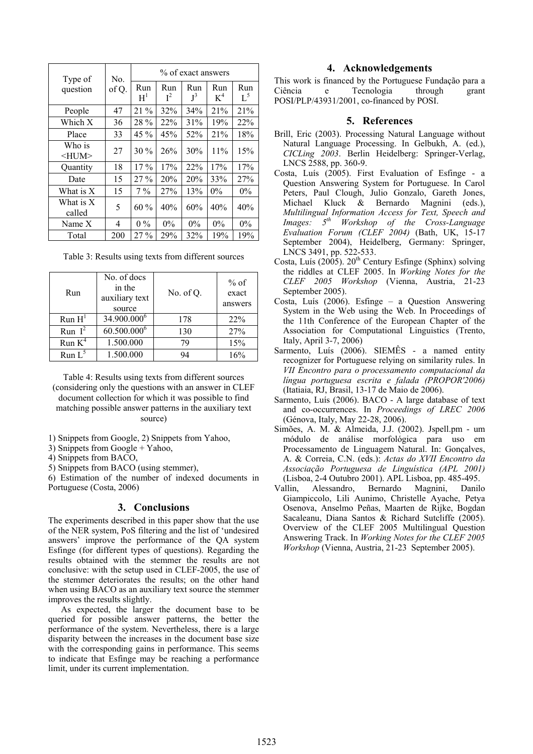| Type of question | No. of Q. | % of exact answers | | | | |
|---|---|---|---|---|---|---|
| | | Run H[1] | Run I[2] | Run J[3] | Run K[4] | Run L[5] |
| People | 47 | 21 % | 32% | 34% | 21% | 21% |
| Which X | 36 | 28 % | 22% | 31% | 19% | 22% |
| Place | 33 | 45 % | 45% | 52% | 21% | 18% |
| Who is <HUM> | 27 | 30 % | 26% | 30% | 11% | 15% |
| Quantity | 18 | 17 % | 17% | 22% | 17% | 17% |
| Date | 15 | 27 % | 20% | 20% | 33% | 27% |
| What is X | 15 | 7 % | 27% | 13% | 0% | 0% |
| What is X called | 5 | 60 % | 40% | 60% | 40% | 40% |
| Name X | 4 | 0 % | 0% | 0% | 0% | 0% |
| Total | 200 | 27 % | 29% | 32% | 19% | 19% |

Table 3: Results using texts from different sources

| Run | No. of docs in the auxiliary text source | No. of Q. | % of exact answers |
|---|---|---|---|
| Run H[1] | 34.900.000[6] | 178 | 22% |
| Run I[2] | 60.500.000[6] | 130 | 27% |
| Run K[4] | 1.500.000 | 79 | 15% |
| Run L[5] | 1.500.000 | 94 | 16% |

Table 4: Results using texts from different sources (considering only the questions with an answer in CLEF document collection for which it was possible to find matching possible answer patterns in the auxiliary text source)

1) Snippets from Google, 2) Snippets from Yahoo,
3) Snippets from Google + Yahoo,
4) Snippets from BACO,
5) Snippets from BACO (using stemmer),
6) Estimation of the number of indexed documents in Portuguese (Costa, 2006)

## 3. Conclusions

The experiments described in this paper show that the use of the NER system, PoS filtering and the list of 'undesired answers' improve the performance of the QA system Esfinge (for different types of questions). Regarding the results obtained with the stemmer the results are not conclusive: with the setup used in CLEF-2005, the use of the stemmer deteriorates the results; on the other hand when using BACO as an auxiliary text source the stemmer improves the results slightly.

As expected, the larger the document base to be queried for possible answer patterns, the better the performance of the system. Nevertheless, there is a large disparity between the increases in the document base size with the corresponding gains in performance. This seems to indicate that Esfinge may be reaching a performance limit, under its current implementation.

## 4. Acknowledgements

This work is financed by the Portuguese Fundação para a Ciência e Tecnologia through grant POSI/PLP/43931/2001, co-financed by POSI.

## 5. References

Brill, Eric (2003). Processing Natural Language without Natural Language Processing. In Gelbukh, A. (ed.), *CICLing 2003*. Berlin Heidelberg: Springer-Verlag, LNCS 2588, pp. 360-9.

Costa, Luís (2005). First Evaluation of Esfinge - a Question Answering System for Portuguese. In Carol Peters, Paul Clough, Julio Gonzalo, Gareth Jones, Michael Kluck & Bernardo Magnini (eds.), *Multilingual Information Access for Text, Speech and Images: 5th Workshop of the Cross-Language Evaluation Forum (CLEF 2004)* (Bath, UK, 15-17 September 2004), Heidelberg, Germany: Springer, LNCS 3491, pp. 522-533.

Costa, Luís (2005). 20th Century Esfinge (Sphinx) solving the riddles at CLEF 2005. In *Working Notes for the CLEF 2005 Workshop* (Vienna, Austria, 21-23 September 2005).

Costa, Luís (2006). Esfinge – a Question Answering System in the Web using the Web. In Proceedings of the 11th Conference of the European Chapter of the Association for Computational Linguistics (Trento, Italy, April 3-7, 2006)

Sarmento, Luís (2006). SIEMÊS - a named entity recognizer for Portuguese relying on similarity rules. In *VII Encontro para o processamento computacional da língua portuguesa escrita e falada (PROPOR'2006)* (Itatiaia, RJ, Brasil, 13-17 de Maio de 2006).

Sarmento, Luís (2006). BACO - A large database of text and co-occurrences. In *Proceedings of LREC 2006* (Génova, Italy, May 22-28, 2006).

Simões, A. M. & Almeida, J.J. (2002). Jspell.pm - um módulo de análise morfológica para uso em Processamento de Linguagem Natural. In: Gonçalves, A. & Correia, C.N. (eds.): *Actas do XVII Encontro da Associação Portuguesa de Linguística (APL 2001)* (Lisboa, 2-4 Outubro 2001). APL Lisboa, pp. 485-495.

Vallin, Alessandro, Bernardo Magnini, Danilo Giampiccolo, Lili Aunimo, Christelle Ayache, Petya Osenova, Anselmo Peñas, Maarten de Rijke, Bogdan Sacaleanu, Diana Santos & Richard Sutcliffe (2005). Overview of the CLEF 2005 Multilingual Question Answering Track. In *Working Notes for the CLEF 2005 Workshop* (Vienna, Austria, 21-23 September 2005).